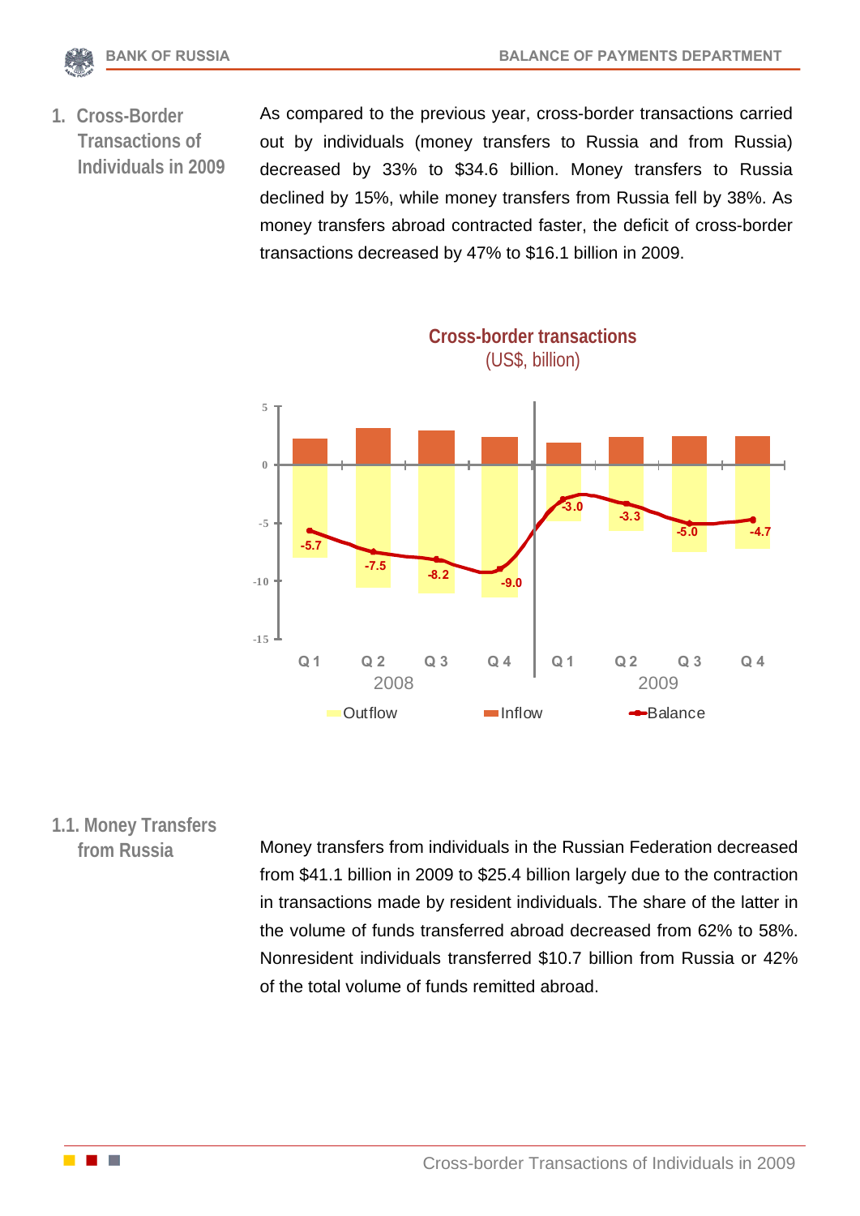# 1. Cross-Border Transactions of Individuals in 2009

As compared to the previous year, cross-border transactions carried out by individuals (money transfers to Russia and from Russia) decreased by 33% to $34.6 billion. Money transfers to Russia declined by 15%, while money transfers from Russia fell by 38%. As money transfers abroad contracted faster, the deficit of cross-border transactions decreased by 47% to $16.1 billion in 2009.

**Cross-border transactions**
(US$, billion)

| | 2008 Q1 | 2008 Q2 | 2008 Q3 | 2008 Q4 | 2009 Q1 | 2009 Q2 | 2009 Q3 | 2009 Q4 |
|---|---|---|---|---|---|---|---|---|
| Balance | -5.7 | -7.5 | -8.2 | -9.0 | -3.0 | -3.3 | -5.0 | -4.7 |

Outflow · Inflow · Balance

## 1.1. Money Transfers from Russia

Money transfers from individuals in the Russian Federation decreased from $41.1 billion in 2009 to $25.4 billion largely due to the contraction in transactions made by resident individuals. The share of the latter in the volume of funds transferred abroad decreased from 62% to 58%. Nonresident individuals transferred $10.7 billion from Russia or 42% of the total volume of funds remitted abroad.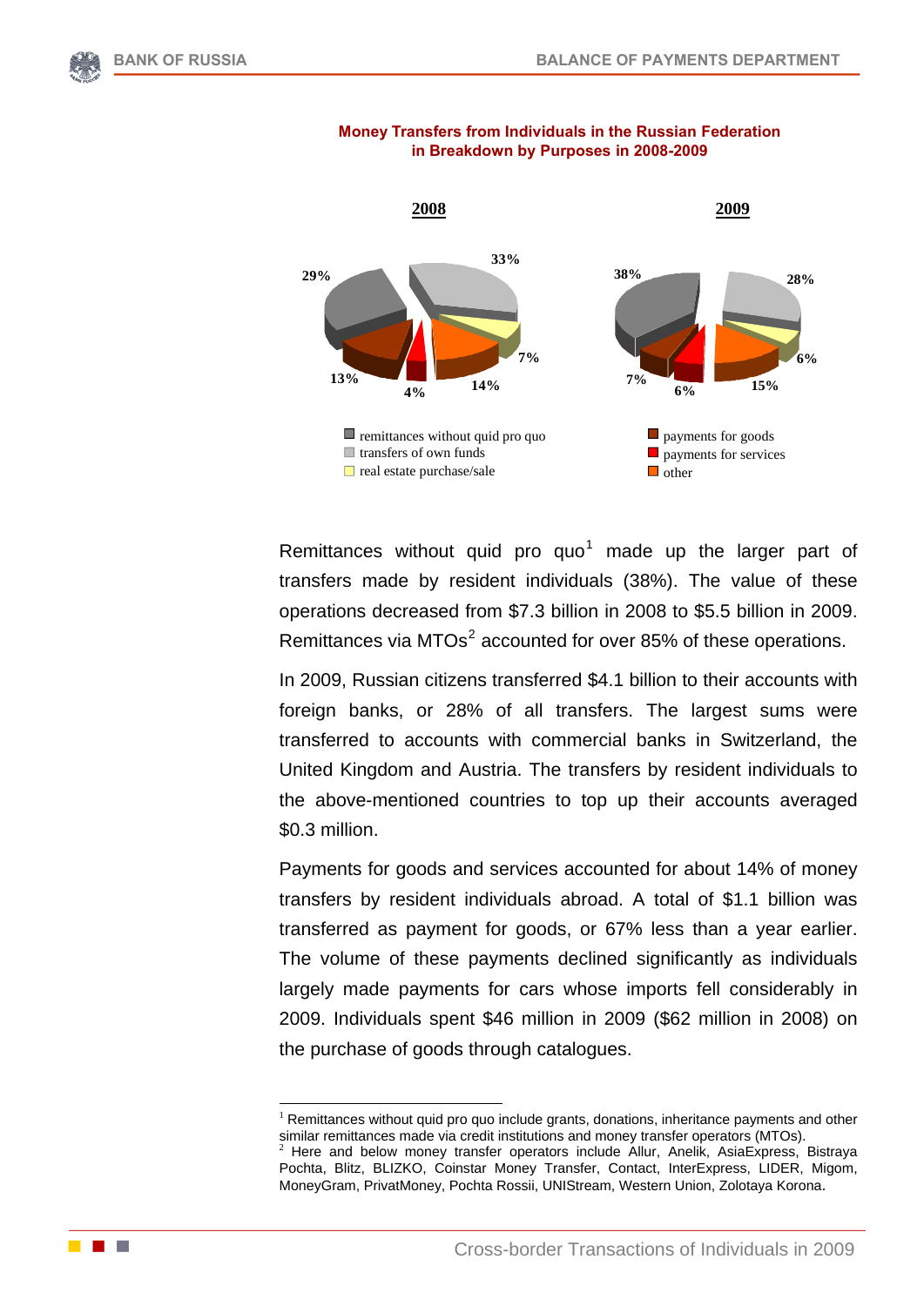**Money Transfers from Individuals in the Russian Federation in Breakdown by Purposes in 2008-2009**

| | 2008 | 2009 |
|---|---|---|
| remittances without quid pro quo | 29% | 38% |
| transfers of own funds | 33% | 28% |
| real estate purchase/sale | 7% | 6% |
| payments for goods | 13% | 7% |
| payments for services | 4% | 6% |
| other | 14% | 15% |

Remittances without quid pro quo[1] made up the larger part of transfers made by resident individuals (38%). The value of these operations decreased from $7.3 billion in 2008 to $5.5 billion in 2009. Remittances via MTOs[2] accounted for over 85% of these operations.

In 2009, Russian citizens transferred $4.1 billion to their accounts with foreign banks, or 28% of all transfers. The largest sums were transferred to accounts with commercial banks in Switzerland, the United Kingdom and Austria. The transfers by resident individuals to the above-mentioned countries to top up their accounts averaged $0.3 million.

Payments for goods and services accounted for about 14% of money transfers by resident individuals abroad. A total of $1.1 billion was transferred as payment for goods, or 67% less than a year earlier. The volume of these payments declined significantly as individuals largely made payments for cars whose imports fell considerably in 2009. Individuals spent $46 million in 2009 ($62 million in 2008) on the purchase of goods through catalogues.

---

[1] Remittances without quid pro quo include grants, donations, inheritance payments and other similar remittances made via credit institutions and money transfer operators (MTOs).

[2] Here and below money transfer operators include Allur, Anelik, AsiaExpress, Bistraya Pochta, Blitz, BLIZKO, Coinstar Money Transfer, Contact, InterExpress, LIDER, Migom, MoneyGram, PrivatMoney, Pochta Rossii, UNIStream, Western Union, Zolotaya Korona.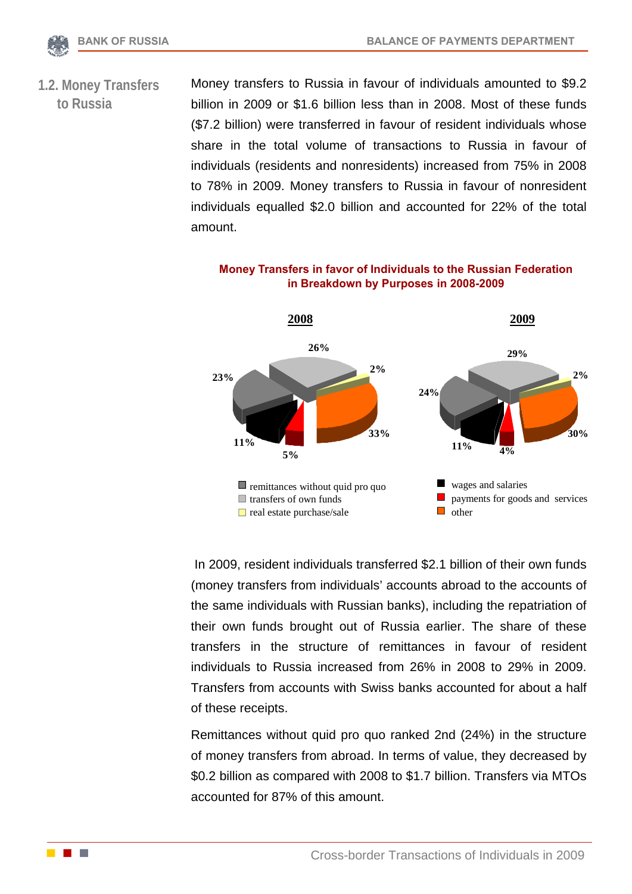## 1.2. Money Transfers to Russia

Money transfers to Russia in favour of individuals amounted to $9.2 billion in 2009 or $1.6 billion less than in 2008. Most of these funds ($7.2 billion) were transferred in favour of resident individuals whose share in the total volume of transactions to Russia in favour of individuals (residents and nonresidents) increased from 75% in 2008 to 78% in 2009. Money transfers to Russia in favour of nonresident individuals equalled $2.0 billion and accounted for 22% of the total amount.

**Money Transfers in favor of Individuals to the Russian Federation in Breakdown by Purposes in 2008-2009**

| Purpose | 2008 | 2009 |
|---|---|---|
| remittances without quid pro quo | 23% | 24% |
| transfers of own funds | 26% | 29% |
| real estate purchase/sale | 2% | 2% |
| wages and salaries | 11% | 11% |
| payments for goods and services | 5% | 4% |
| other | 33% | 30% |

In 2009, resident individuals transferred $2.1 billion of their own funds (money transfers from individuals' accounts abroad to the accounts of the same individuals with Russian banks), including the repatriation of their own funds brought out of Russia earlier. The share of these transfers in the structure of remittances in favour of resident individuals to Russia increased from 26% in 2008 to 29% in 2009. Transfers from accounts with Swiss banks accounted for about a half of these receipts.

Remittances without quid pro quo ranked 2nd (24%) in the structure of money transfers from abroad. In terms of value, they decreased by $0.2 billion as compared with 2008 to $1.7 billion. Transfers via MTOs accounted for 87% of this amount.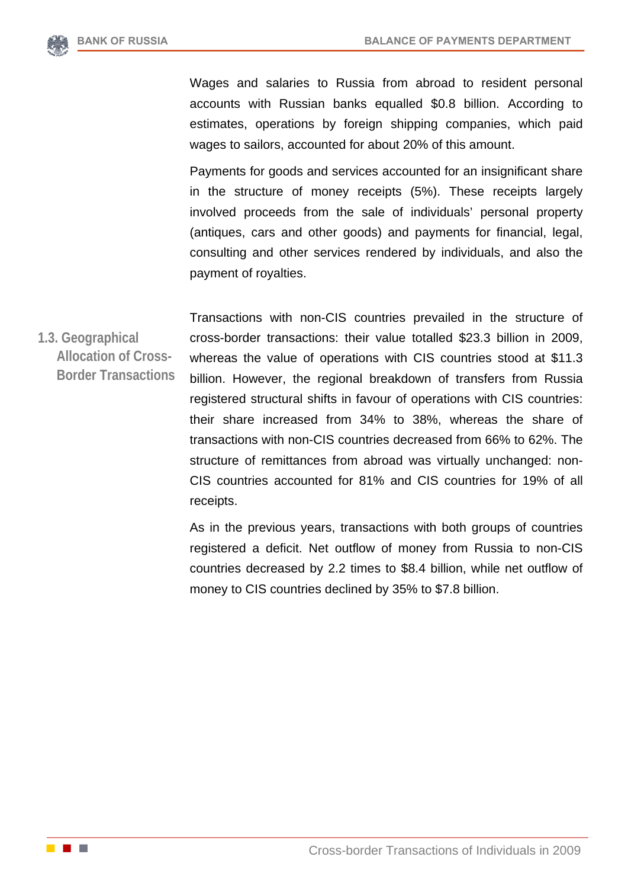Wages and salaries to Russia from abroad to resident personal accounts with Russian banks equalled $0.8 billion. According to estimates, operations by foreign shipping companies, which paid wages to sailors, accounted for about 20% of this amount.

Payments for goods and services accounted for an insignificant share in the structure of money receipts (5%). These receipts largely involved proceeds from the sale of individuals' personal property (antiques, cars and other goods) and payments for financial, legal, consulting and other services rendered by individuals, and also the payment of royalties.

## 1.3. Geographical Allocation of Cross-Border Transactions

Transactions with non-CIS countries prevailed in the structure of cross-border transactions: their value totalled $23.3 billion in 2009, whereas the value of operations with CIS countries stood at $11.3 billion. However, the regional breakdown of transfers from Russia registered structural shifts in favour of operations with CIS countries: their share increased from 34% to 38%, whereas the share of transactions with non-CIS countries decreased from 66% to 62%. The structure of remittances from abroad was virtually unchanged: non-CIS countries accounted for 81% and CIS countries for 19% of all receipts.

As in the previous years, transactions with both groups of countries registered a deficit. Net outflow of money from Russia to non-CIS countries decreased by 2.2 times to $8.4 billion, while net outflow of money to CIS countries declined by 35% to $7.8 billion.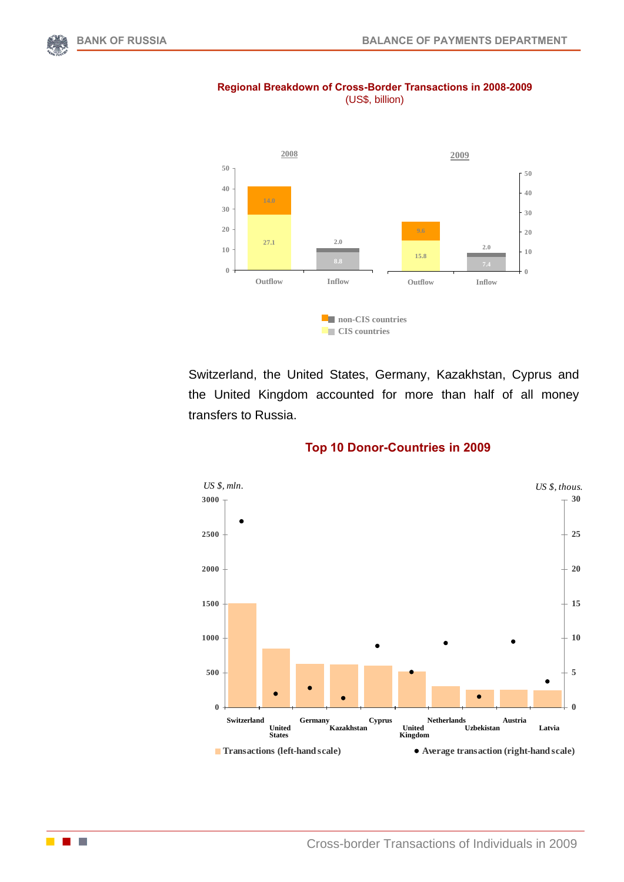**Regional Breakdown of Cross-Border Transactions in 2008-2009**
(US$, billion)

| | 2008 Outflow | 2008 Inflow | 2009 Outflow | 2009 Inflow |
|---|---|---|---|---|
| non-CIS countries | 14.0 | 2.0 | 9.6 | 2.0 |
| CIS countries | 27.1 | 8.8 | 15.8 | 7.4 |

Switzerland, the United States, Germany, Kazakhstan, Cyprus and the United Kingdom accounted for more than half of all money transfers to Russia.

**Top 10 Donor-Countries in 2009**

Transactions (left-hand scale, US $, mln.); Average transaction (right-hand scale, US $, thous.)

Switzerland, United States, Germany, Kazakhstan, Cyprus, United Kingdom, Netherlands, Uzbekistan, Austria, Latvia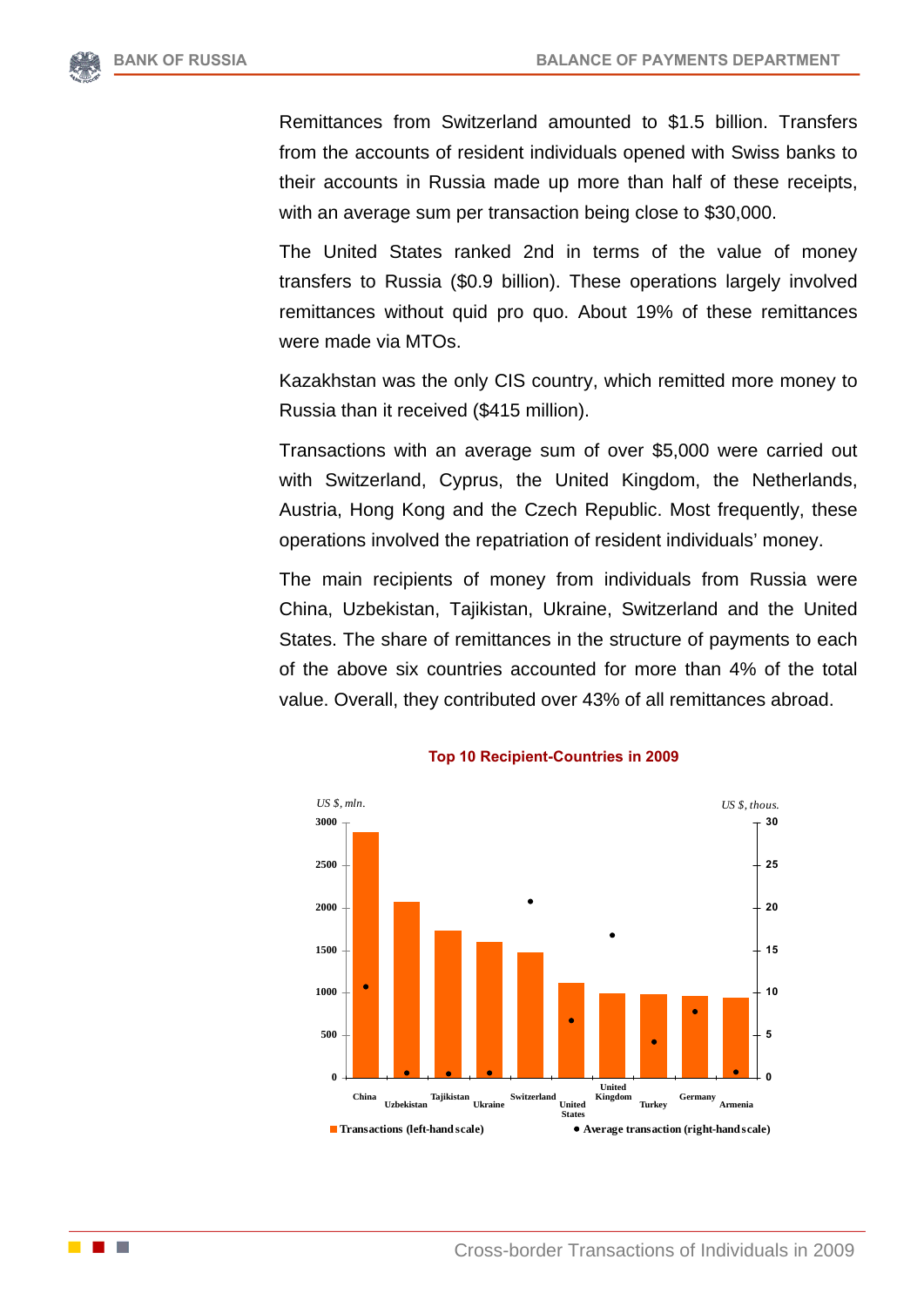Remittances from Switzerland amounted to $1.5 billion. Transfers from the accounts of resident individuals opened with Swiss banks to their accounts in Russia made up more than half of these receipts, with an average sum per transaction being close to $30,000.

The United States ranked 2nd in terms of the value of money transfers to Russia ($0.9 billion). These operations largely involved remittances without quid pro quo. About 19% of these remittances were made via MTOs.

Kazakhstan was the only CIS country, which remitted more money to Russia than it received ($415 million).

Transactions with an average sum of over $5,000 were carried out with Switzerland, Cyprus, the United Kingdom, the Netherlands, Austria, Hong Kong and the Czech Republic. Most frequently, these operations involved the repatriation of resident individuals' money.

The main recipients of money from individuals from Russia were China, Uzbekistan, Tajikistan, Ukraine, Switzerland and the United States. The share of remittances in the structure of payments to each of the above six countries accounted for more than 4% of the total value. Overall, they contributed over 43% of all remittances abroad.

**Top 10 Recipient-Countries in 2009**

US $, mln. / US $, thous.

China, Uzbekistan, Tajikistan, Ukraine, Switzerland, United States, United Kingdom, Turkey, Germany, Armenia

Transactions (left-hand scale) / Average transaction (right-hand scale)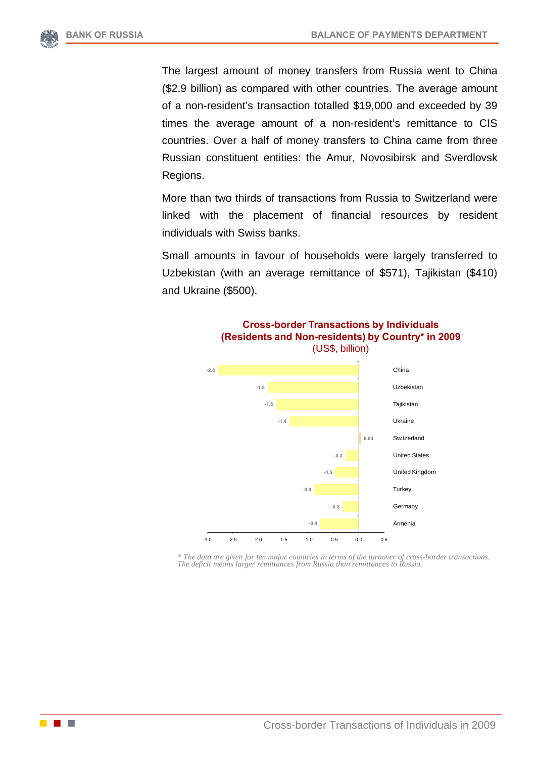The largest amount of money transfers from Russia went to China ($2.9 billion) as compared with other countries. The average amount of a non-resident's transaction totalled $19,000 and exceeded by 39 times the average amount of a non-resident's remittance to CIS countries. Over a half of money transfers to China came from three Russian constituent entities: the Amur, Novosibirsk and Sverdlovsk Regions.

More than two thirds of transactions from Russia to Switzerland were linked with the placement of financial resources by resident individuals with Swiss banks.

Small amounts in favour of households were largely transferred to Uzbekistan (with an average remittance of $571), Tajikistan ($410) and Ukraine ($500).

**Cross-border Transactions by Individuals (Residents and Non-residents) by Country* in 2009**
(US$, billion)

| Country | Value |
|---|---|
| China | -2.8 |
| Uzbekistan | -1.8 |
| Tajikistan | -1.6 |
| Ukraine | -1.4 |
| Switzerland | 0.04 |
| United States | -0.3 |
| United Kingdom | -0.5 |
| Turkey | -0.9 |
| Germany | -0.3 |
| Armenia | -0.8 |

*\* The data are given for ten major countries in terms of the turnover of cross-border transactions. The deficit means larger remittances from Russia than remittances to Russia.*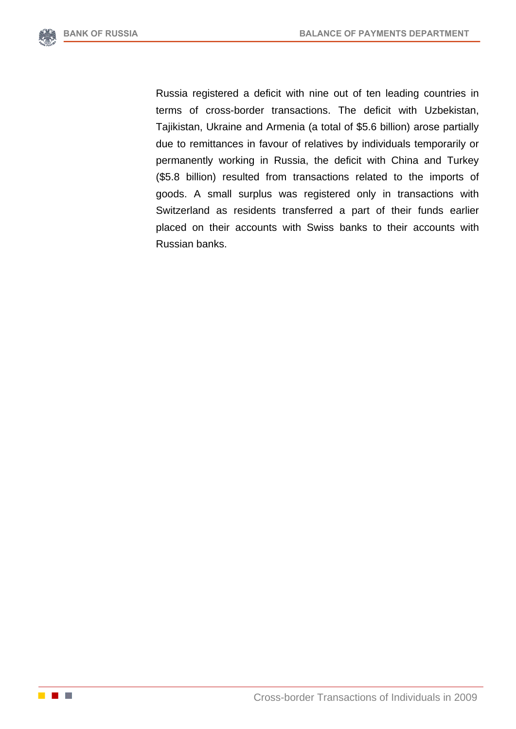Russia registered a deficit with nine out of ten leading countries in terms of cross-border transactions. The deficit with Uzbekistan, Tajikistan, Ukraine and Armenia (a total of $5.6 billion) arose partially due to remittances in favour of relatives by individuals temporarily or permanently working in Russia, the deficit with China and Turkey ($5.8 billion) resulted from transactions related to the imports of goods. A small surplus was registered only in transactions with Switzerland as residents transferred a part of their funds earlier placed on their accounts with Swiss banks to their accounts with Russian banks.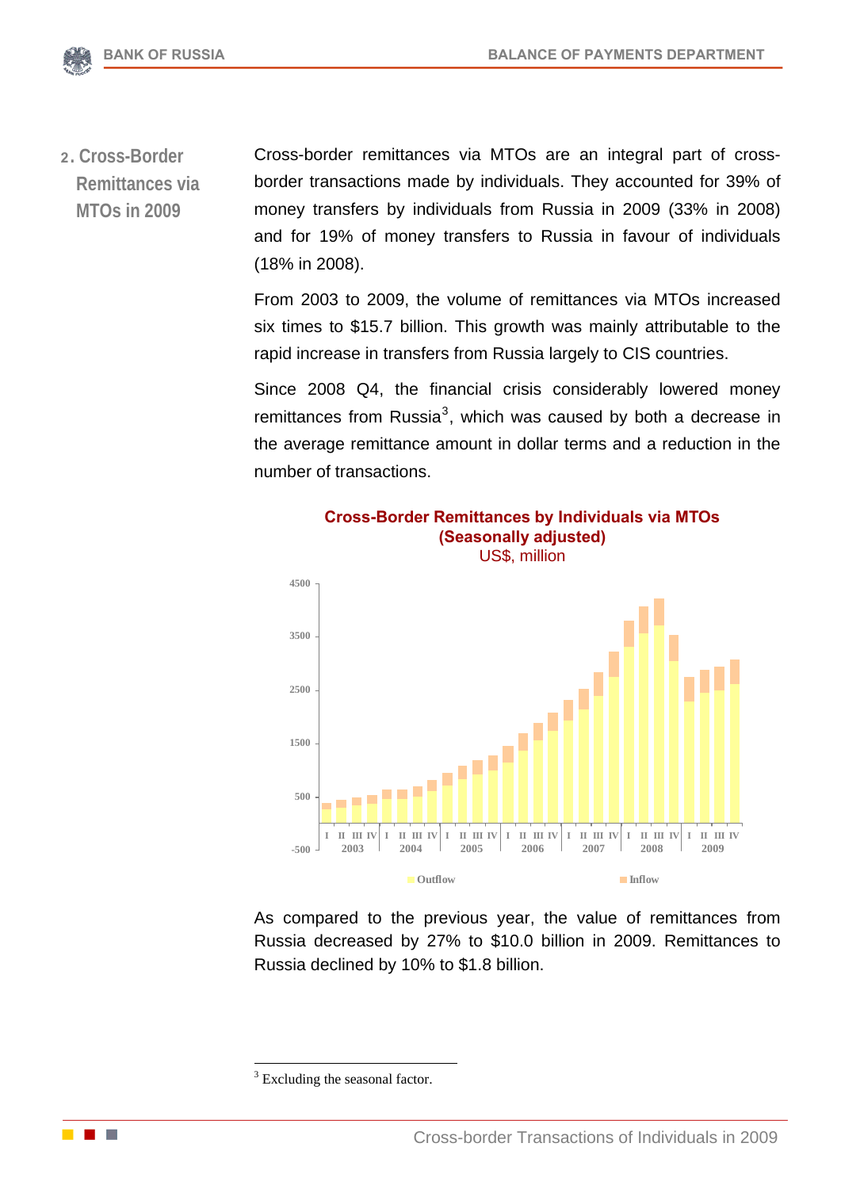## 2. Cross-Border Remittances via MTOs in 2009

Cross-border remittances via MTOs are an integral part of cross-border transactions made by individuals. They accounted for 39% of money transfers by individuals from Russia in 2009 (33% in 2008) and for 19% of money transfers to Russia in favour of individuals (18% in 2008).

From 2003 to 2009, the volume of remittances via MTOs increased six times to $15.7 billion. This growth was mainly attributable to the rapid increase in transfers from Russia largely to CIS countries.

Since 2008 Q4, the financial crisis considerably lowered money remittances from Russia[3], which was caused by both a decrease in the average remittance amount in dollar terms and a reduction in the number of transactions.

**Cross-Border Remittances by Individuals via MTOs (Seasonally adjusted)**
US$, million

As compared to the previous year, the value of remittances from Russia decreased by 27% to $10.0 billion in 2009. Remittances to Russia declined by 10% to $1.8 billion.

---

[3] Excluding the seasonal factor.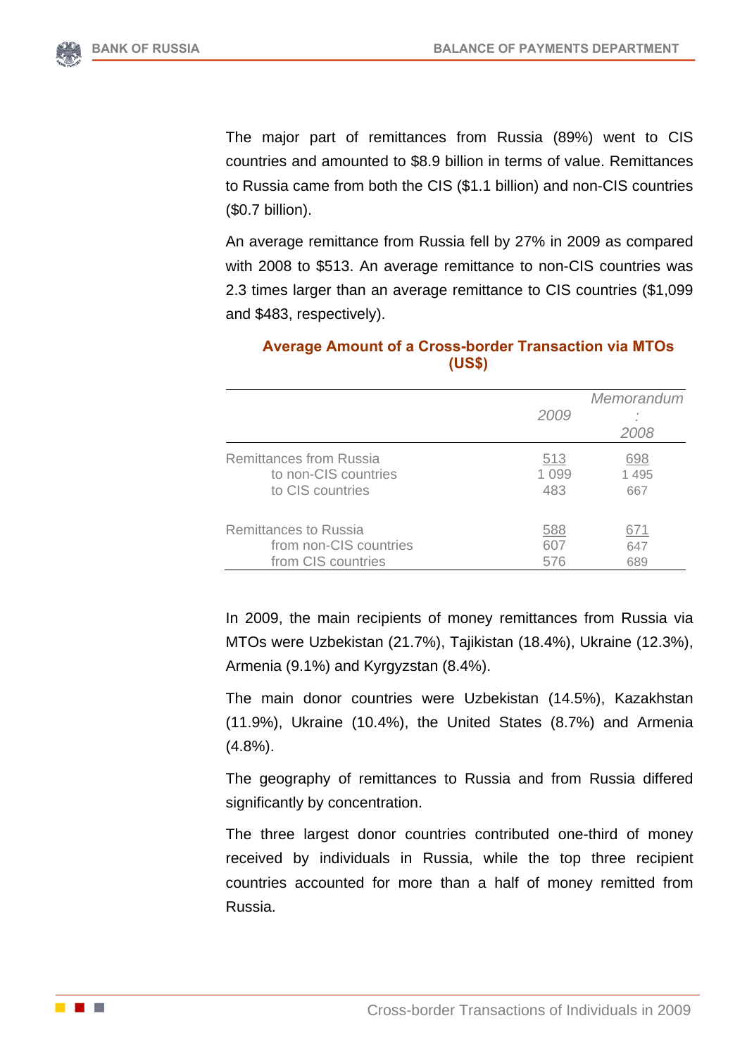The major part of remittances from Russia (89%) went to CIS countries and amounted to $8.9 billion in terms of value. Remittances to Russia came from both the CIS ($1.1 billion) and non-CIS countries ($0.7 billion).

An average remittance from Russia fell by 27% in 2009 as compared with 2008 to $513. An average remittance to non-CIS countries was 2.3 times larger than an average remittance to CIS countries ($1,099 and $483, respectively).

**Average Amount of a Cross-border Transaction via MTOs (US$)**

| | *2009* | *Memorandum: 2008* |
|---|---|---|
| Remittances from Russia | 513 | 698 |
| to non-CIS countries | 1 099 | 1 495 |
| to CIS countries | 483 | 667 |
| Remittances to Russia | 588 | 671 |
| from non-CIS countries | 607 | 647 |
| from CIS countries | 576 | 689 |

In 2009, the main recipients of money remittances from Russia via MTOs were Uzbekistan (21.7%), Tajikistan (18.4%), Ukraine (12.3%), Armenia (9.1%) and Kyrgyzstan (8.4%).

The main donor countries were Uzbekistan (14.5%), Kazakhstan (11.9%), Ukraine (10.4%), the United States (8.7%) and Armenia (4.8%).

The geography of remittances to Russia and from Russia differed significantly by concentration.

The three largest donor countries contributed one-third of money received by individuals in Russia, while the top three recipient countries accounted for more than a half of money remitted from Russia.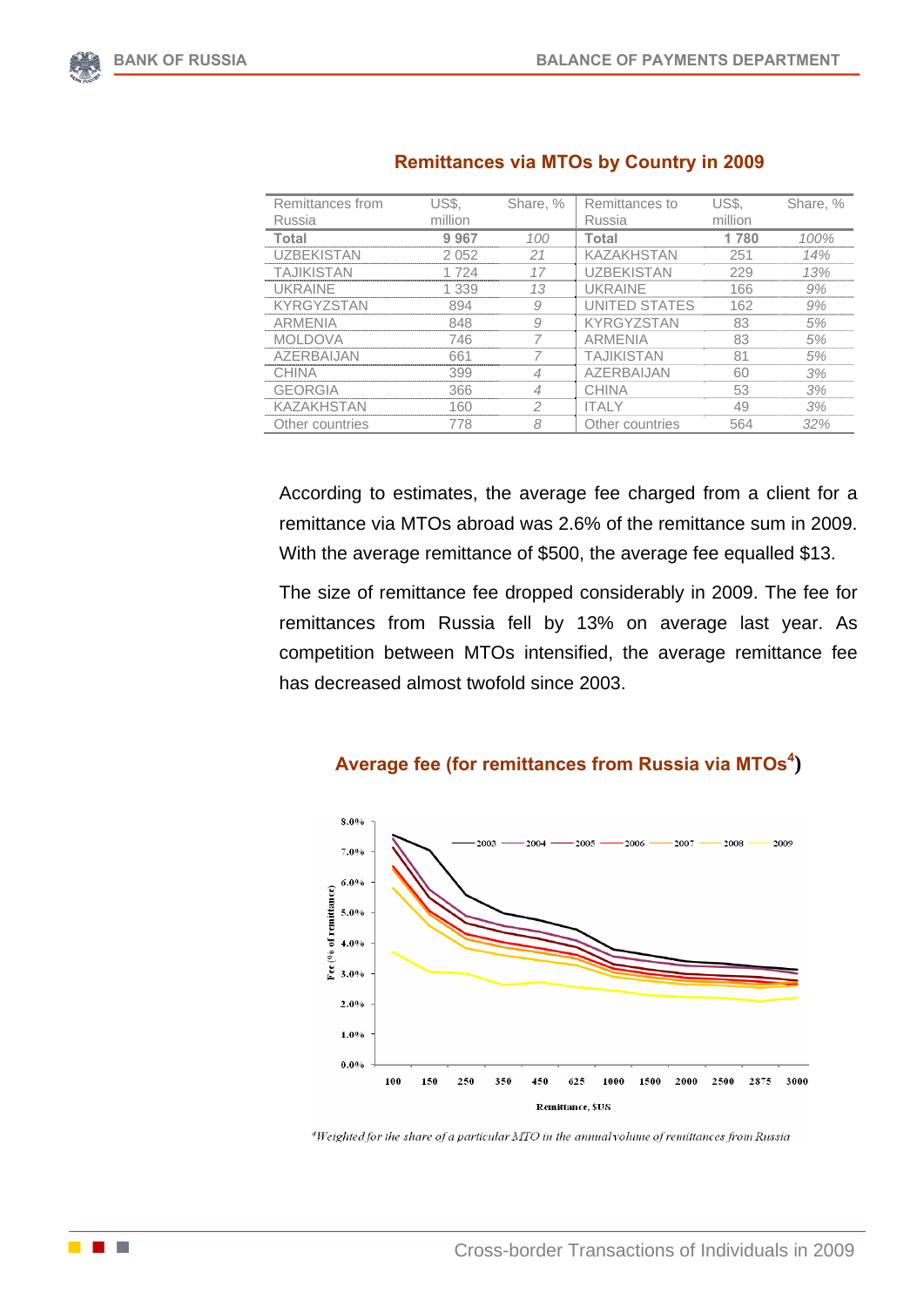## Remittances via MTOs by Country in 2009

| Remittances from Russia | US$, million | Share, % | Remittances to Russia | US$, million | Share, % |
|---|---|---|---|---|---|
| **Total** | **9 967** | *100* | **Total** | **1 780** | *100%* |
| UZBEKISTAN | 2 052 | *21* | KAZAKHSTAN | 251 | *14%* |
| TAJIKISTAN | 1 724 | *17* | UZBEKISTAN | 229 | *13%* |
| UKRAINE | 1 339 | *13* | UKRAINE | 166 | *9%* |
| KYRGYZSTAN | 894 | *9* | UNITED STATES | 162 | *9%* |
| ARMENIA | 848 | *9* | KYRGYZSTAN | 83 | *5%* |
| MOLDOVA | 746 | *7* | ARMENIA | 83 | *5%* |
| AZERBAIJAN | 661 | *7* | TAJIKISTAN | 81 | *5%* |
| CHINA | 399 | *4* | AZERBAIJAN | 60 | *3%* |
| GEORGIA | 366 | *4* | CHINA | 53 | *3%* |
| KAZAKHSTAN | 160 | *2* | ITALY | 49 | *3%* |
| Other countries | 778 | *8* | Other countries | 564 | *32%* |

According to estimates, the average fee charged from a client for a remittance via MTOs abroad was 2.6% of the remittance sum in 2009. With the average remittance of $500, the average fee equalled $13.

The size of remittance fee dropped considerably in 2009. The fee for remittances from Russia fell by 13% on average last year. As competition between MTOs intensified, the average remittance fee has decreased almost twofold since 2003.

## Average fee (for remittances from Russia via MTOs[4])

8.0%
7.0%
6.0%
5.0%
4.0%
3.0%
2.0%
1.0%
0.0%

Fee (% of remittance)

2003 2004 2005 2006 2007 2008 2009

100 150 250 350 450 625 1000 1500 2000 2500 2875 3000

Remittance, $US

*[4]Weighted for the share of a particular MTO in the annual volume of remittances from Russia*